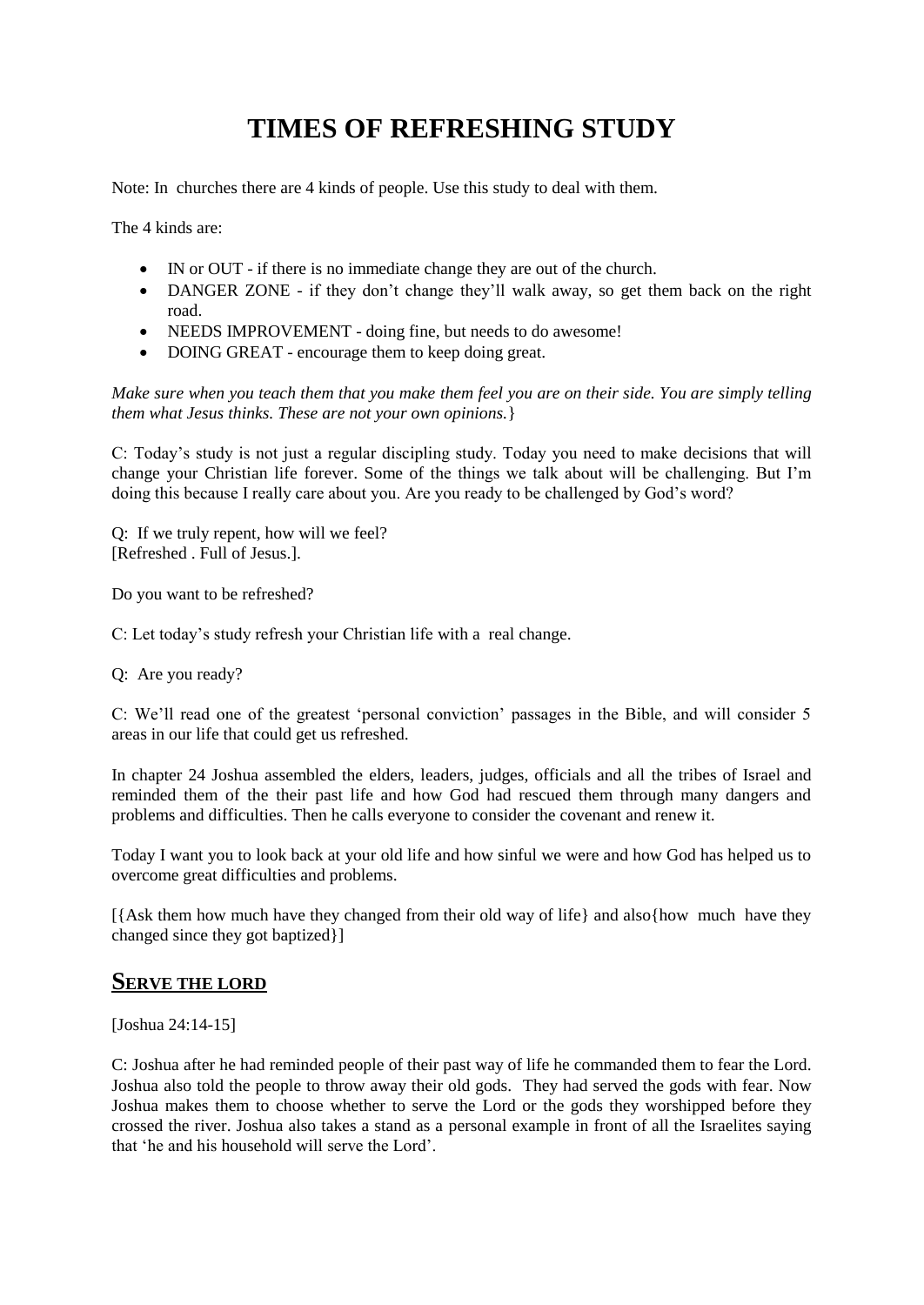# TIMES OF REFRESHING STUDY

Note: In churches there are 4 kinds of people. Use this study to deal with them.

The 4 kinds are:

- IN or OUT - if there is no immediate change they are out of the church.
- DANGER ZONE - if they don't change they'll walk away, so get them back on the right road.
- NEEDS IMPROVEMENT - doing fine, but needs to do awesome!
- DOING GREAT - encourage them to keep doing great.

*Make sure when you teach them that you make them feel you are on their side. You are simply telling them what Jesus thinks. These are not your own opinions.*}

C: Today's study is not just a regular discipling study. Today you need to make decisions that will change your Christian life forever. Some of the things we talk about will be challenging. But I'm doing this because I really care about you. Are you ready to be challenged by God's word?

Q: If we truly repent, how will we feel?
[Refreshed . Full of Jesus.].

Do you want to be refreshed?

C: Let today's study refresh your Christian life with a real change.

Q: Are you ready?

C: We'll read one of the greatest 'personal conviction' passages in the Bible, and will consider 5 areas in our life that could get us refreshed.

In chapter 24 Joshua assembled the elders, leaders, judges, officials and all the tribes of Israel and reminded them of the their past life and how God had rescued them through many dangers and problems and difficulties. Then he calls everyone to consider the covenant and renew it.

Today I want you to look back at your old life and how sinful we were and how God has helped us to overcome great difficulties and problems.

[{Ask them how much have they changed from their old way of life} and also{how much have they changed since they got baptized}]

## SERVE THE LORD

[Joshua 24:14-15]

C: Joshua after he had reminded people of their past way of life he commanded them to fear the Lord. Joshua also told the people to throw away their old gods. They had served the gods with fear. Now Joshua makes them to choose whether to serve the Lord or the gods they worshipped before they crossed the river. Joshua also takes a stand as a personal example in front of all the Israelites saying that 'he and his household will serve the Lord'.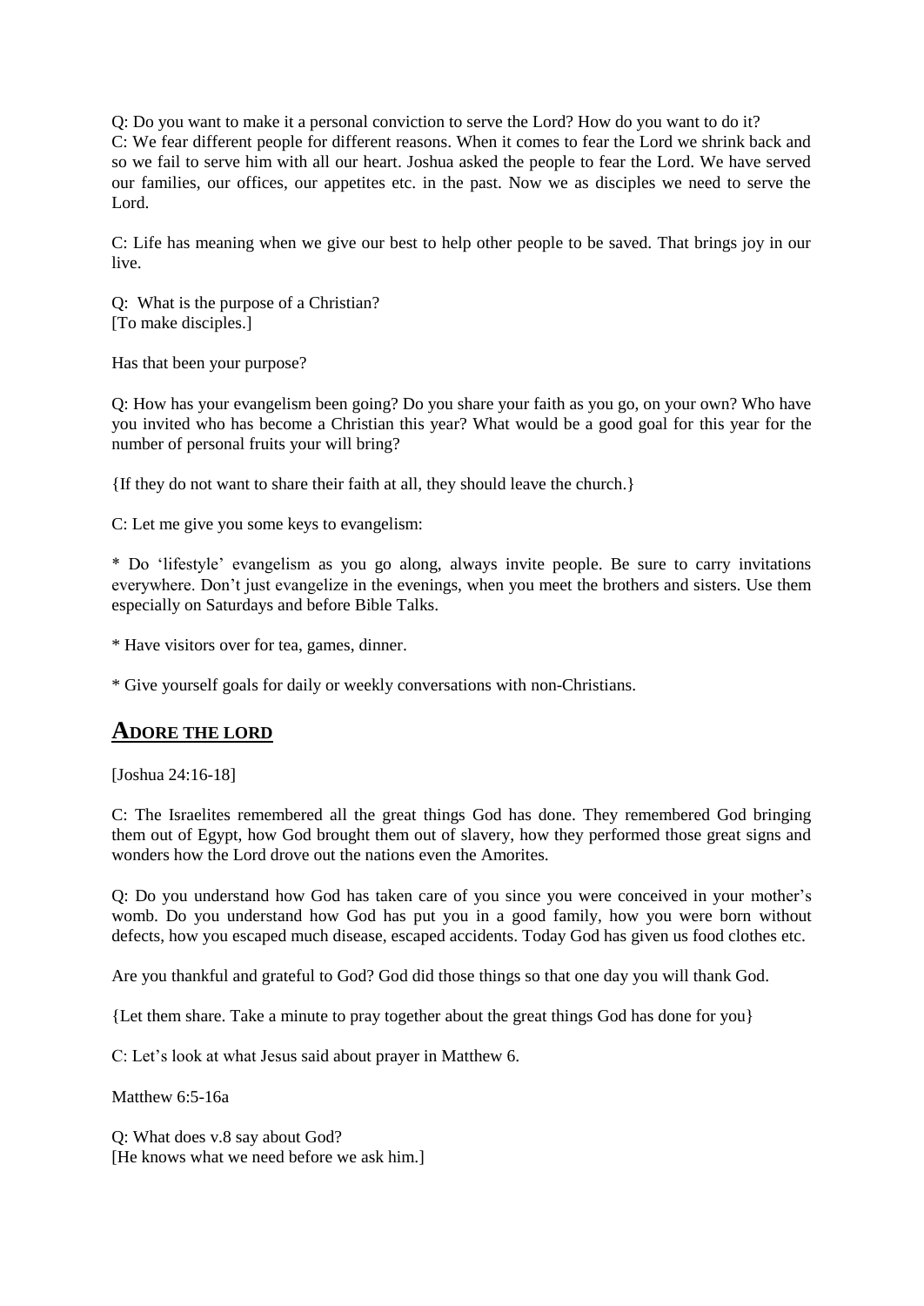Q: Do you want to make it a personal conviction to serve the Lord? How do you want to do it?
C: We fear different people for different reasons. When it comes to fear the Lord we shrink back and so we fail to serve him with all our heart. Joshua asked the people to fear the Lord. We have served our families, our offices, our appetites etc. in the past. Now we as disciples we need to serve the Lord.

C: Life has meaning when we give our best to help other people to be saved. That brings joy in our live.

Q: What is the purpose of a Christian?
[To make disciples.]

Has that been your purpose?

Q: How has your evangelism been going? Do you share your faith as you go, on your own? Who have you invited who has become a Christian this year? What would be a good goal for this year for the number of personal fruits your will bring?

{If they do not want to share their faith at all, they should leave the church.}

C: Let me give you some keys to evangelism:

* Do 'lifestyle' evangelism as you go along, always invite people. Be sure to carry invitations everywhere. Don't just evangelize in the evenings, when you meet the brothers and sisters. Use them especially on Saturdays and before Bible Talks.

* Have visitors over for tea, games, dinner.

* Give yourself goals for daily or weekly conversations with non-Christians.

## ADORE THE LORD

[Joshua 24:16-18]

C: The Israelites remembered all the great things God has done. They remembered God bringing them out of Egypt, how God brought them out of slavery, how they performed those great signs and wonders how the Lord drove out the nations even the Amorites.

Q: Do you understand how God has taken care of you since you were conceived in your mother's womb. Do you understand how God has put you in a good family, how you were born without defects, how you escaped much disease, escaped accidents. Today God has given us food clothes etc.

Are you thankful and grateful to God? God did those things so that one day you will thank God.

{Let them share. Take a minute to pray together about the great things God has done for you}

C: Let's look at what Jesus said about prayer in Matthew 6.

Matthew 6:5-16a

Q: What does v.8 say about God?
[He knows what we need before we ask him.]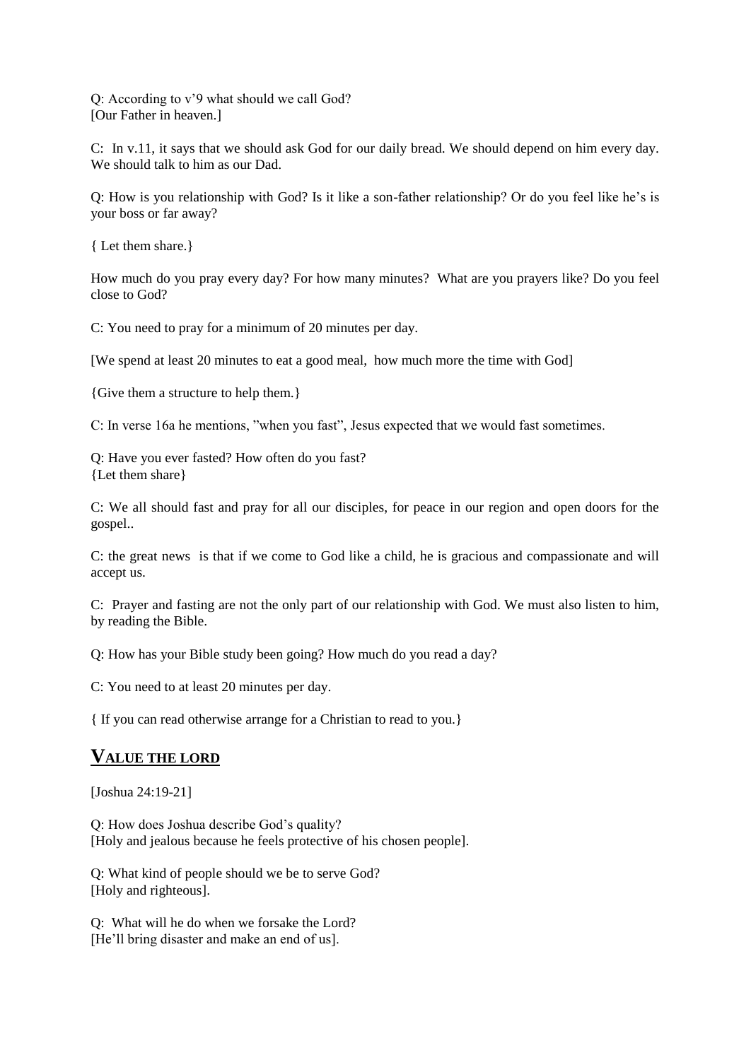Q: According to v'9 what should we call God?
[Our Father in heaven.]

C: In v.11, it says that we should ask God for our daily bread. We should depend on him every day. We should talk to him as our Dad.

Q: How is you relationship with God? Is it like a son-father relationship? Or do you feel like he's is your boss or far away?

{ Let them share.}

How much do you pray every day? For how many minutes? What are you prayers like? Do you feel close to God?

C: You need to pray for a minimum of 20 minutes per day.

[We spend at least 20 minutes to eat a good meal, how much more the time with God]

{Give them a structure to help them.}

C: In verse 16a he mentions, "when you fast", Jesus expected that we would fast sometimes.

Q: Have you ever fasted? How often do you fast?
{Let them share}

C: We all should fast and pray for all our disciples, for peace in our region and open doors for the gospel..

C: the great news is that if we come to God like a child, he is gracious and compassionate and will accept us.

C: Prayer and fasting are not the only part of our relationship with God. We must also listen to him, by reading the Bible.

Q: How has your Bible study been going? How much do you read a day?

C: You need to at least 20 minutes per day.

{ If you can read otherwise arrange for a Christian to read to you.}

## VALUE THE LORD

[Joshua 24:19-21]

Q: How does Joshua describe God's quality?
[Holy and jealous because he feels protective of his chosen people].

Q: What kind of people should we be to serve God?
[Holy and righteous].

Q: What will he do when we forsake the Lord?
[He'll bring disaster and make an end of us].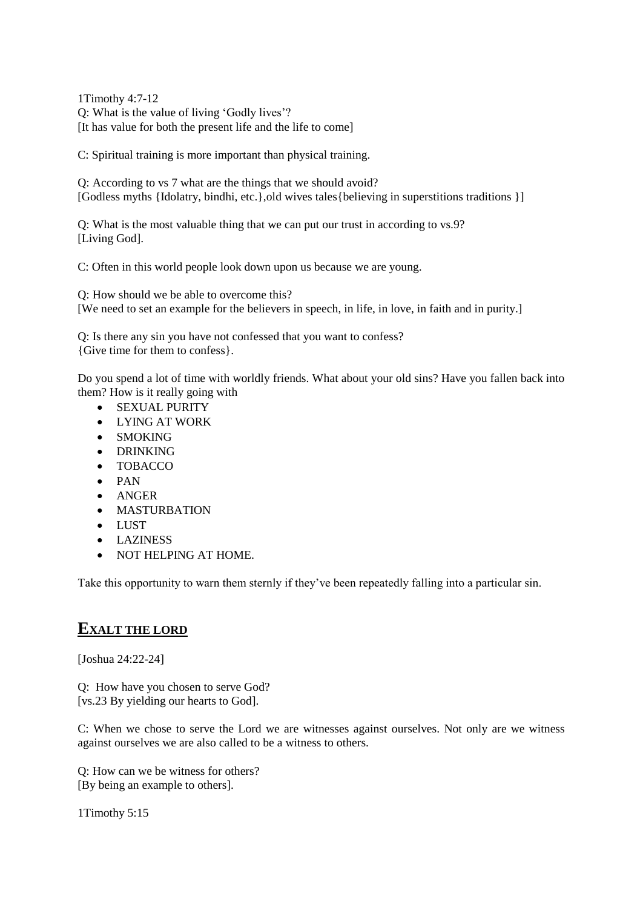1Timothy 4:7-12
Q: What is the value of living 'Godly lives'?
[It has value for both the present life and the life to come]

C: Spiritual training is more important than physical training.

Q: According to vs 7 what are the things that we should avoid?
[Godless myths {Idolatry, bindhi, etc.},old wives tales{believing in superstitions traditions }]

Q: What is the most valuable thing that we can put our trust in according to vs.9?
[Living God].

C: Often in this world people look down upon us because we are young.

Q: How should we be able to overcome this?
[We need to set an example for the believers in speech, in life, in love, in faith and in purity.]

Q: Is there any sin you have not confessed that you want to confess?
{Give time for them to confess}.

Do you spend a lot of time with worldly friends. What about your old sins? Have you fallen back into them? How is it really going with

- SEXUAL PURITY
- LYING AT WORK
- SMOKING
- DRINKING
- TOBACCO
- PAN
- ANGER
- MASTURBATION
- LUST
- LAZINESS
- NOT HELPING AT HOME.

Take this opportunity to warn them sternly if they've been repeatedly falling into a particular sin.

## EXALT THE LORD

[Joshua 24:22-24]

Q: How have you chosen to serve God?
[vs.23 By yielding our hearts to God].

C: When we chose to serve the Lord we are witnesses against ourselves. Not only are we witness against ourselves we are also called to be a witness to others.

Q: How can we be witness for others?
[By being an example to others].

1Timothy 5:15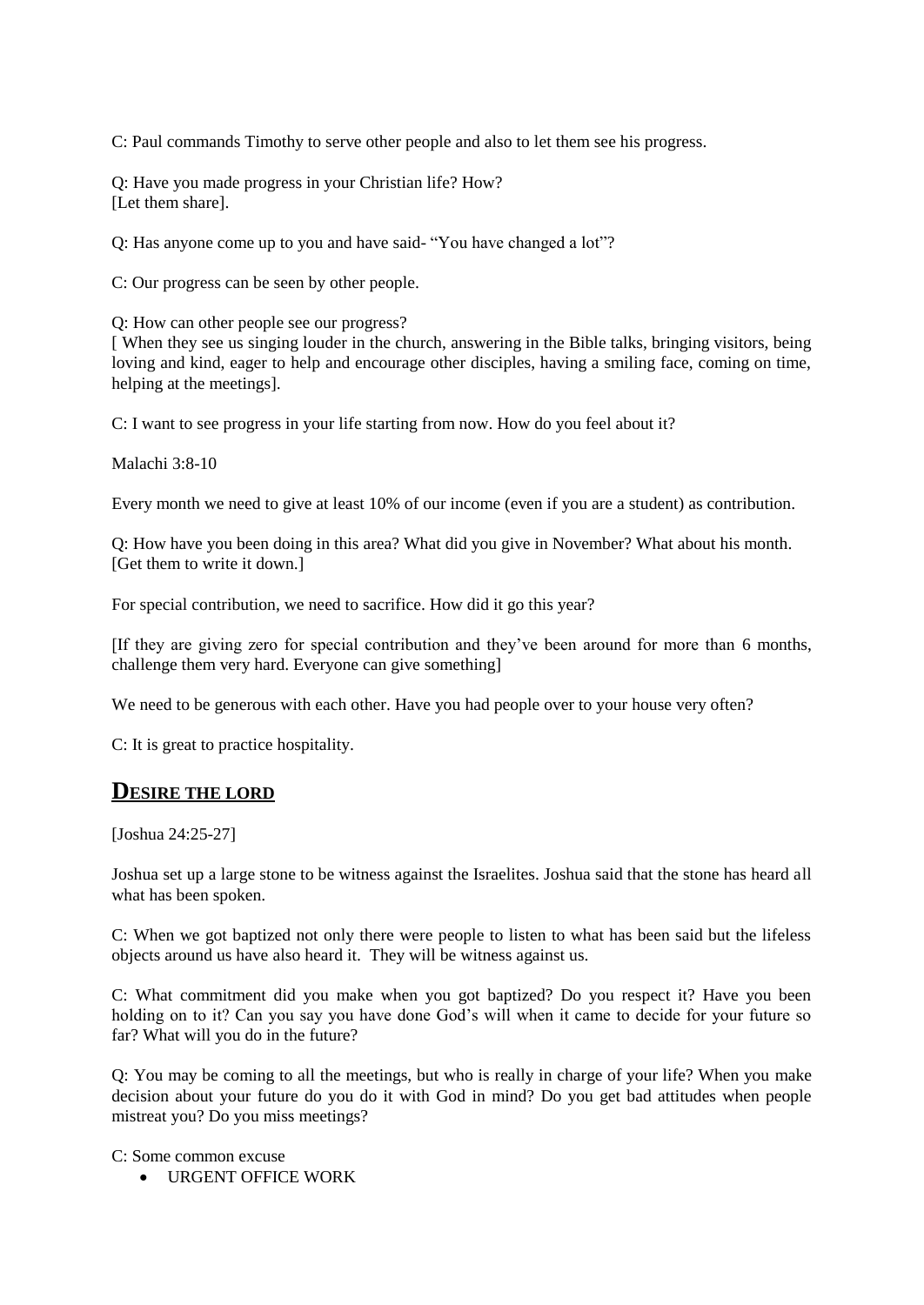C: Paul commands Timothy to serve other people and also to let them see his progress.

Q: Have you made progress in your Christian life? How?
[Let them share].

Q: Has anyone come up to you and have said- "You have changed a lot"?

C: Our progress can be seen by other people.

Q: How can other people see our progress?
[ When they see us singing louder in the church, answering in the Bible talks, bringing visitors, being loving and kind, eager to help and encourage other disciples, having a smiling face, coming on time, helping at the meetings].

C: I want to see progress in your life starting from now. How do you feel about it?

Malachi 3:8-10

Every month we need to give at least 10% of our income (even if you are a student) as contribution.

Q: How have you been doing in this area? What did you give in November? What about his month.
[Get them to write it down.]

For special contribution, we need to sacrifice. How did it go this year?

[If they are giving zero for special contribution and they've been around for more than 6 months, challenge them very hard. Everyone can give something]

We need to be generous with each other. Have you had people over to your house very often?

C: It is great to practice hospitality.

## **DESIRE THE LORD**

[Joshua 24:25-27]

Joshua set up a large stone to be witness against the Israelites. Joshua said that the stone has heard all what has been spoken.

C: When we got baptized not only there were people to listen to what has been said but the lifeless objects around us have also heard it. They will be witness against us.

C: What commitment did you make when you got baptized? Do you respect it? Have you been holding on to it? Can you say you have done God's will when it came to decide for your future so far? What will you do in the future?

Q: You may be coming to all the meetings, but who is really in charge of your life? When you make decision about your future do you do it with God in mind? Do you get bad attitudes when people mistreat you? Do you miss meetings?

C: Some common excuse

- URGENT OFFICE WORK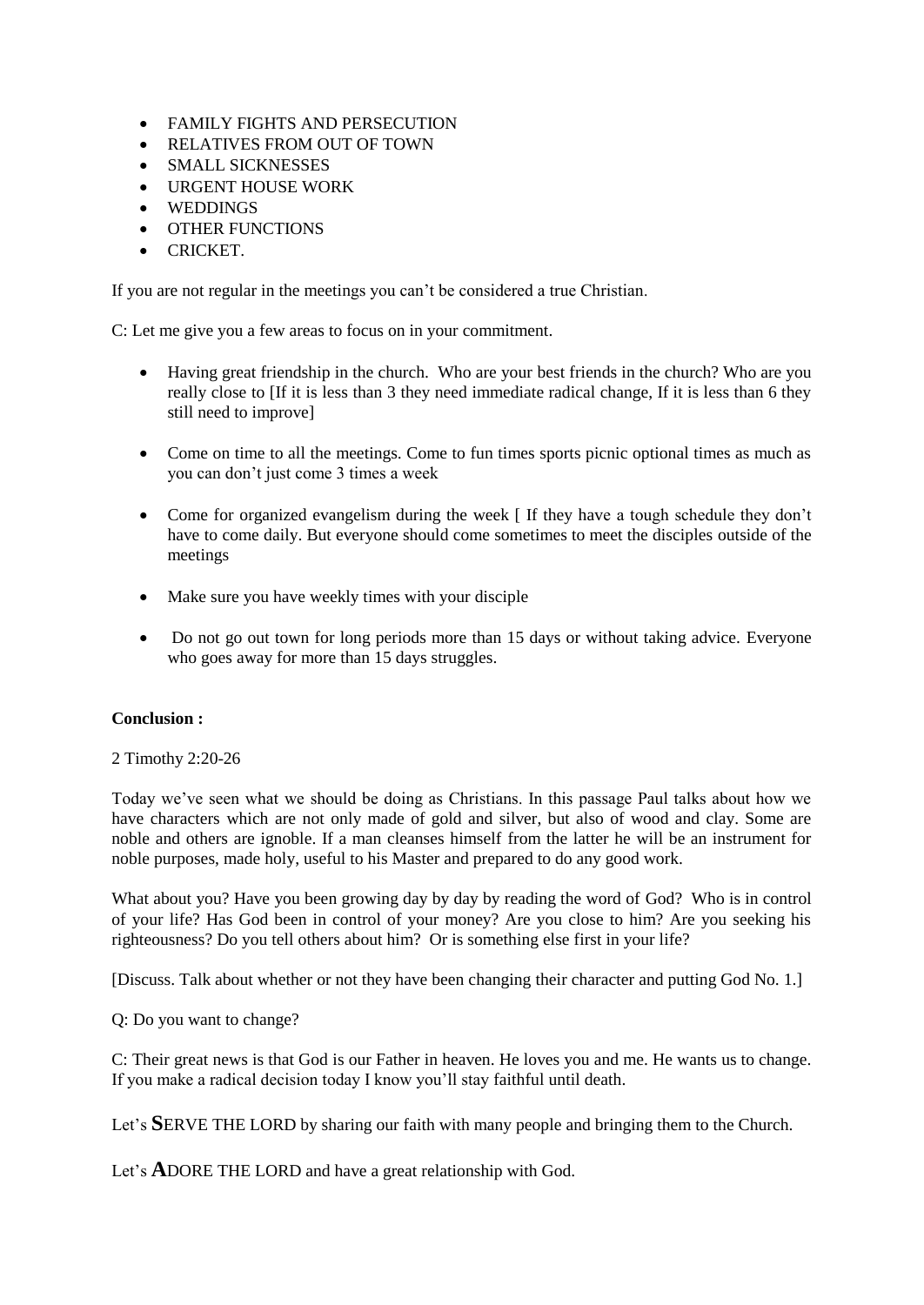- FAMILY FIGHTS AND PERSECUTION
- RELATIVES FROM OUT OF TOWN
- SMALL SICKNESSES
- URGENT HOUSE WORK
- WEDDINGS
- OTHER FUNCTIONS
- CRICKET.

If you are not regular in the meetings you can't be considered a true Christian.

C: Let me give you a few areas to focus on in your commitment.

- Having great friendship in the church. Who are your best friends in the church? Who are you really close to [If it is less than 3 they need immediate radical change, If it is less than 6 they still need to improve]

- Come on time to all the meetings. Come to fun times sports picnic optional times as much as you can don't just come 3 times a week

- Come for organized evangelism during the week [ If they have a tough schedule they don't have to come daily. But everyone should come sometimes to meet the disciples outside of the meetings

- Make sure you have weekly times with your disciple

- Do not go out town for long periods more than 15 days or without taking advice. Everyone who goes away for more than 15 days struggles.

**Conclusion :**

2 Timothy 2:20-26

Today we've seen what we should be doing as Christians. In this passage Paul talks about how we have characters which are not only made of gold and silver, but also of wood and clay. Some are noble and others are ignoble. If a man cleanses himself from the latter he will be an instrument for noble purposes, made holy, useful to his Master and prepared to do any good work.

What about you? Have you been growing day by day by reading the word of God? Who is in control of your life? Has God been in control of your money? Are you close to him? Are you seeking his righteousness? Do you tell others about him? Or is something else first in your life?

[Discuss. Talk about whether or not they have been changing their character and putting God No. 1.]

Q: Do you want to change?

C: Their great news is that God is our Father in heaven. He loves you and me. He wants us to change. If you make a radical decision today I know you'll stay faithful until death.

Let's **S**ERVE THE LORD by sharing our faith with many people and bringing them to the Church.

Let's **A**DORE THE LORD and have a great relationship with God.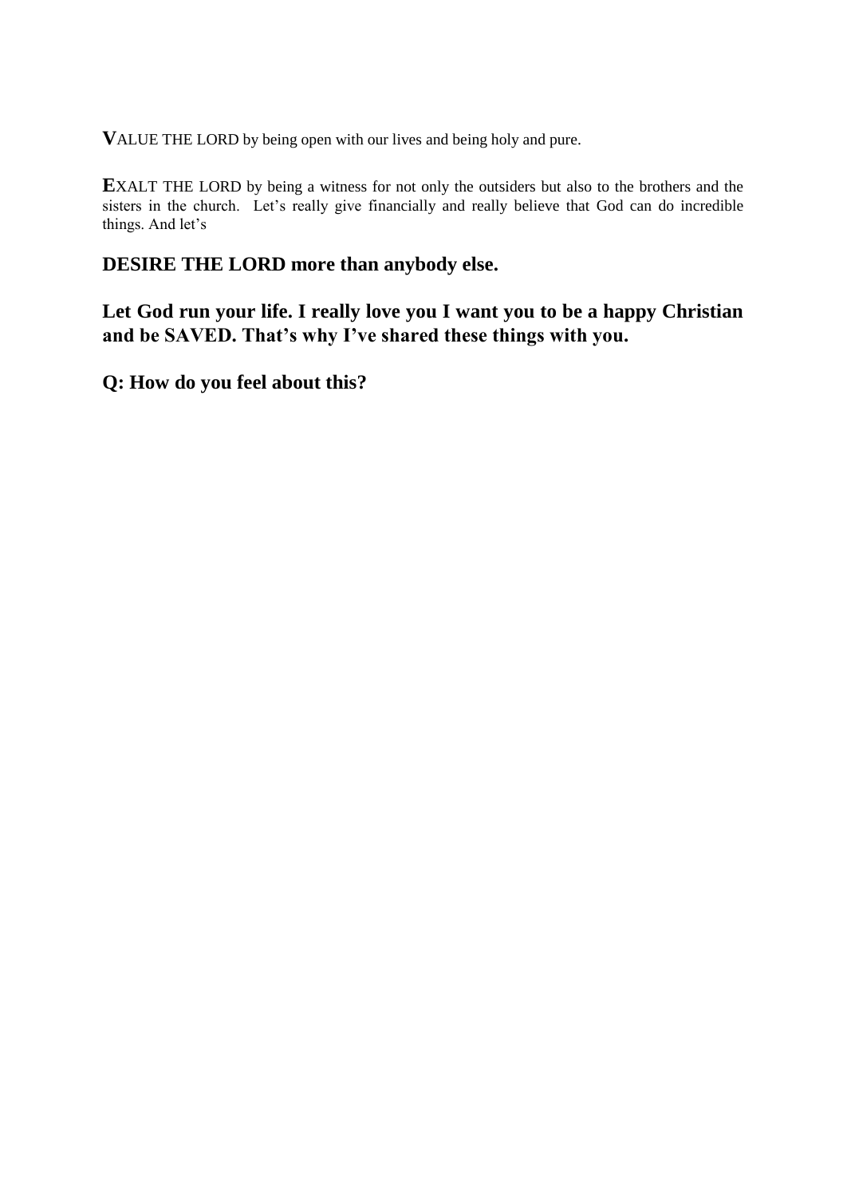**V**ALUE THE LORD by being open with our lives and being holy and pure.

**E**XALT THE LORD by being a witness for not only the outsiders but also to the brothers and the sisters in the church. Let's really give financially and really believe that God can do incredible things. And let's

**DESIRE THE LORD more than anybody else.**

**Let God run your life. I really love you I want you to be a happy Christian and be SAVED. That's why I've shared these things with you.**

**Q: How do you feel about this?**